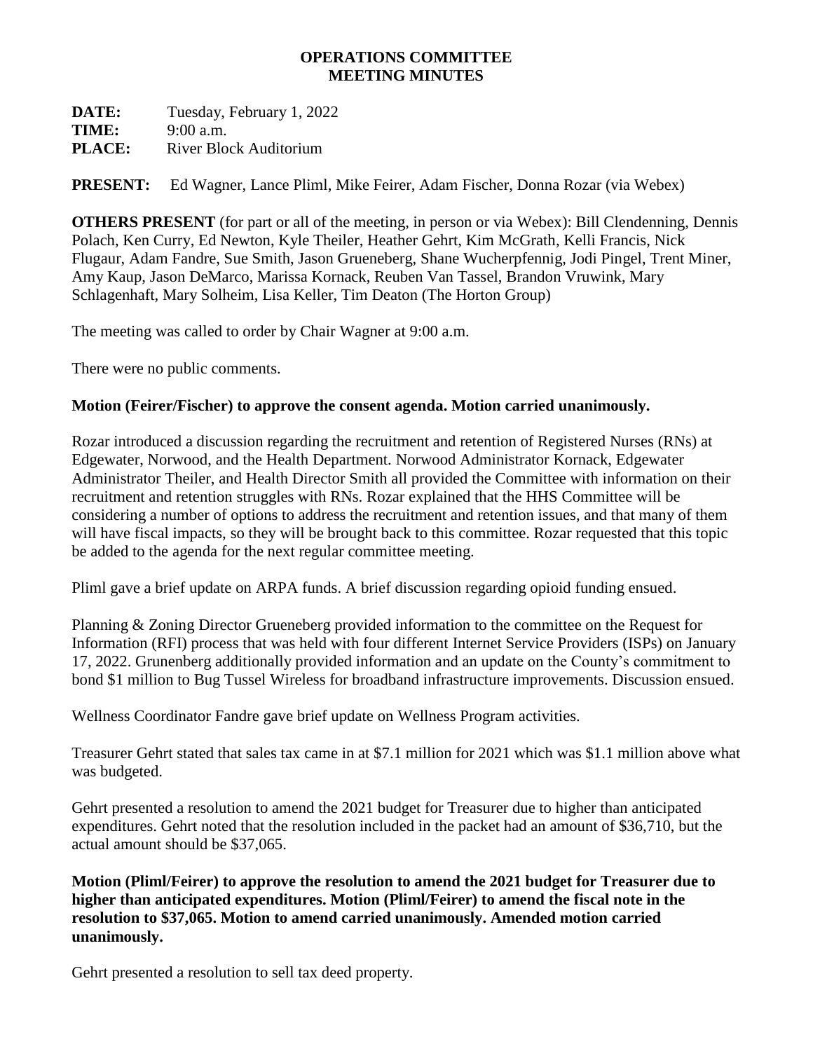# OPERATIONS COMMITTEE
# MEETING MINUTES

**DATE:** Tuesday, February 1, 2022
**TIME:** 9:00 a.m.
**PLACE:** River Block Auditorium

**PRESENT:** Ed Wagner, Lance Pliml, Mike Feirer, Adam Fischer, Donna Rozar (via Webex)

**OTHERS PRESENT** (for part or all of the meeting, in person or via Webex): Bill Clendenning, Dennis Polach, Ken Curry, Ed Newton, Kyle Theiler, Heather Gehrt, Kim McGrath, Kelli Francis, Nick Flugaur, Adam Fandre, Sue Smith, Jason Grueneberg, Shane Wucherpfennig, Jodi Pingel, Trent Miner, Amy Kaup, Jason DeMarco, Marissa Kornack, Reuben Van Tassel, Brandon Vruwink, Mary Schlagenhaft, Mary Solheim, Lisa Keller, Tim Deaton (The Horton Group)

The meeting was called to order by Chair Wagner at 9:00 a.m.

There were no public comments.

**Motion (Feirer/Fischer) to approve the consent agenda. Motion carried unanimously.**

Rozar introduced a discussion regarding the recruitment and retention of Registered Nurses (RNs) at Edgewater, Norwood, and the Health Department. Norwood Administrator Kornack, Edgewater Administrator Theiler, and Health Director Smith all provided the Committee with information on their recruitment and retention struggles with RNs. Rozar explained that the HHS Committee will be considering a number of options to address the recruitment and retention issues, and that many of them will have fiscal impacts, so they will be brought back to this committee. Rozar requested that this topic be added to the agenda for the next regular committee meeting.

Pliml gave a brief update on ARPA funds. A brief discussion regarding opioid funding ensued.

Planning & Zoning Director Grueneberg provided information to the committee on the Request for Information (RFI) process that was held with four different Internet Service Providers (ISPs) on January 17, 2022. Grunenberg additionally provided information and an update on the County's commitment to bond $1 million to Bug Tussel Wireless for broadband infrastructure improvements. Discussion ensued.

Wellness Coordinator Fandre gave brief update on Wellness Program activities.

Treasurer Gehrt stated that sales tax came in at $7.1 million for 2021 which was $1.1 million above what was budgeted.

Gehrt presented a resolution to amend the 2021 budget for Treasurer due to higher than anticipated expenditures. Gehrt noted that the resolution included in the packet had an amount of $36,710, but the actual amount should be $37,065.

**Motion (Pliml/Feirer) to approve the resolution to amend the 2021 budget for Treasurer due to higher than anticipated expenditures. Motion (Pliml/Feirer) to amend the fiscal note in the resolution to $37,065. Motion to amend carried unanimously. Amended motion carried unanimously.**

Gehrt presented a resolution to sell tax deed property.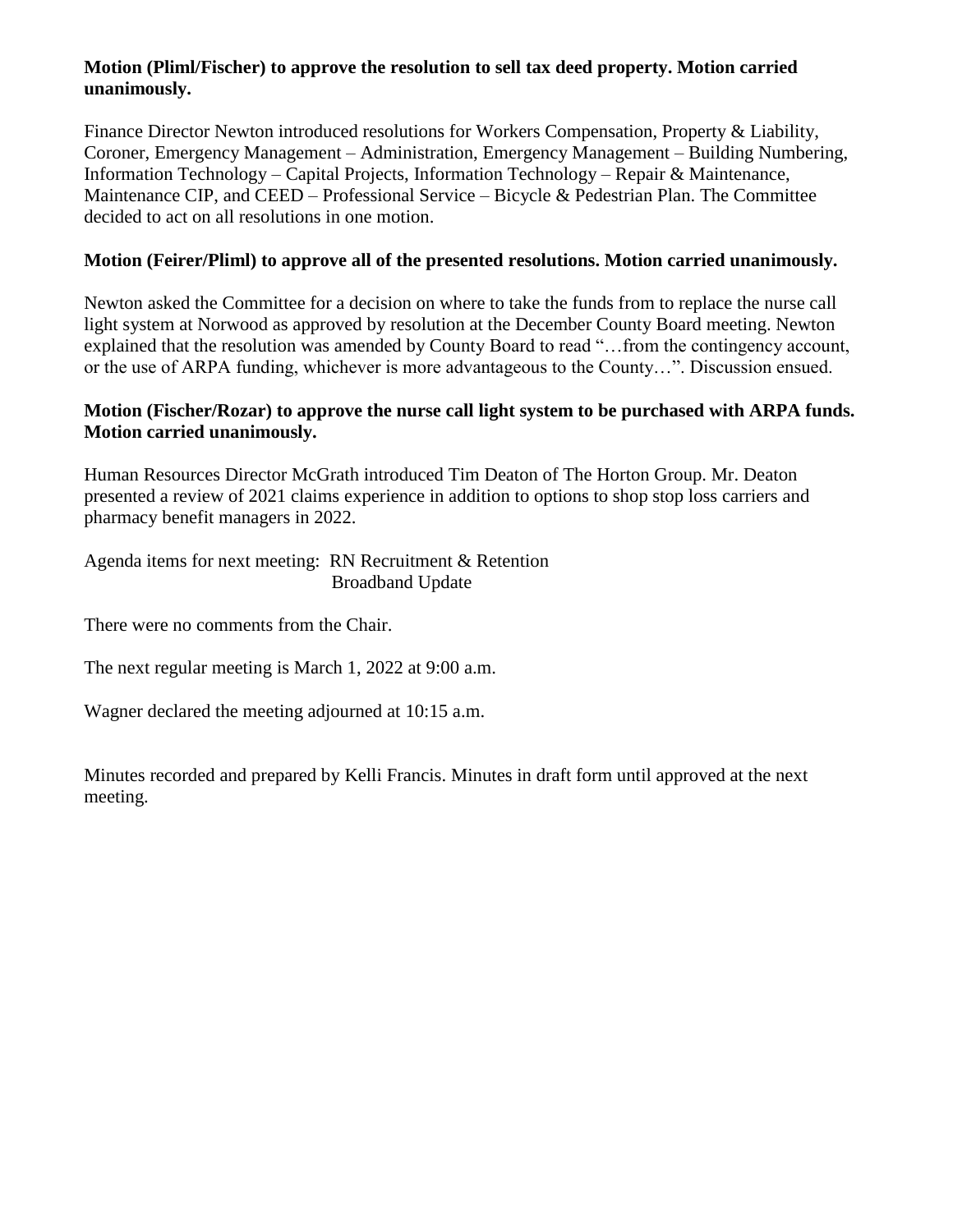**Motion (Pliml/Fischer) to approve the resolution to sell tax deed property. Motion carried unanimously.**

Finance Director Newton introduced resolutions for Workers Compensation, Property & Liability, Coroner, Emergency Management – Administration, Emergency Management – Building Numbering, Information Technology – Capital Projects, Information Technology – Repair & Maintenance, Maintenance CIP, and CEED – Professional Service – Bicycle & Pedestrian Plan. The Committee decided to act on all resolutions in one motion.

**Motion (Feirer/Pliml) to approve all of the presented resolutions. Motion carried unanimously.**

Newton asked the Committee for a decision on where to take the funds from to replace the nurse call light system at Norwood as approved by resolution at the December County Board meeting. Newton explained that the resolution was amended by County Board to read "…from the contingency account, or the use of ARPA funding, whichever is more advantageous to the County…". Discussion ensued.

**Motion (Fischer/Rozar) to approve the nurse call light system to be purchased with ARPA funds. Motion carried unanimously.**

Human Resources Director McGrath introduced Tim Deaton of The Horton Group. Mr. Deaton presented a review of 2021 claims experience in addition to options to shop stop loss carriers and pharmacy benefit managers in 2022.

Agenda items for next meeting: RN Recruitment & Retention
Broadband Update

There were no comments from the Chair.

The next regular meeting is March 1, 2022 at 9:00 a.m.

Wagner declared the meeting adjourned at 10:15 a.m.

Minutes recorded and prepared by Kelli Francis. Minutes in draft form until approved at the next meeting.